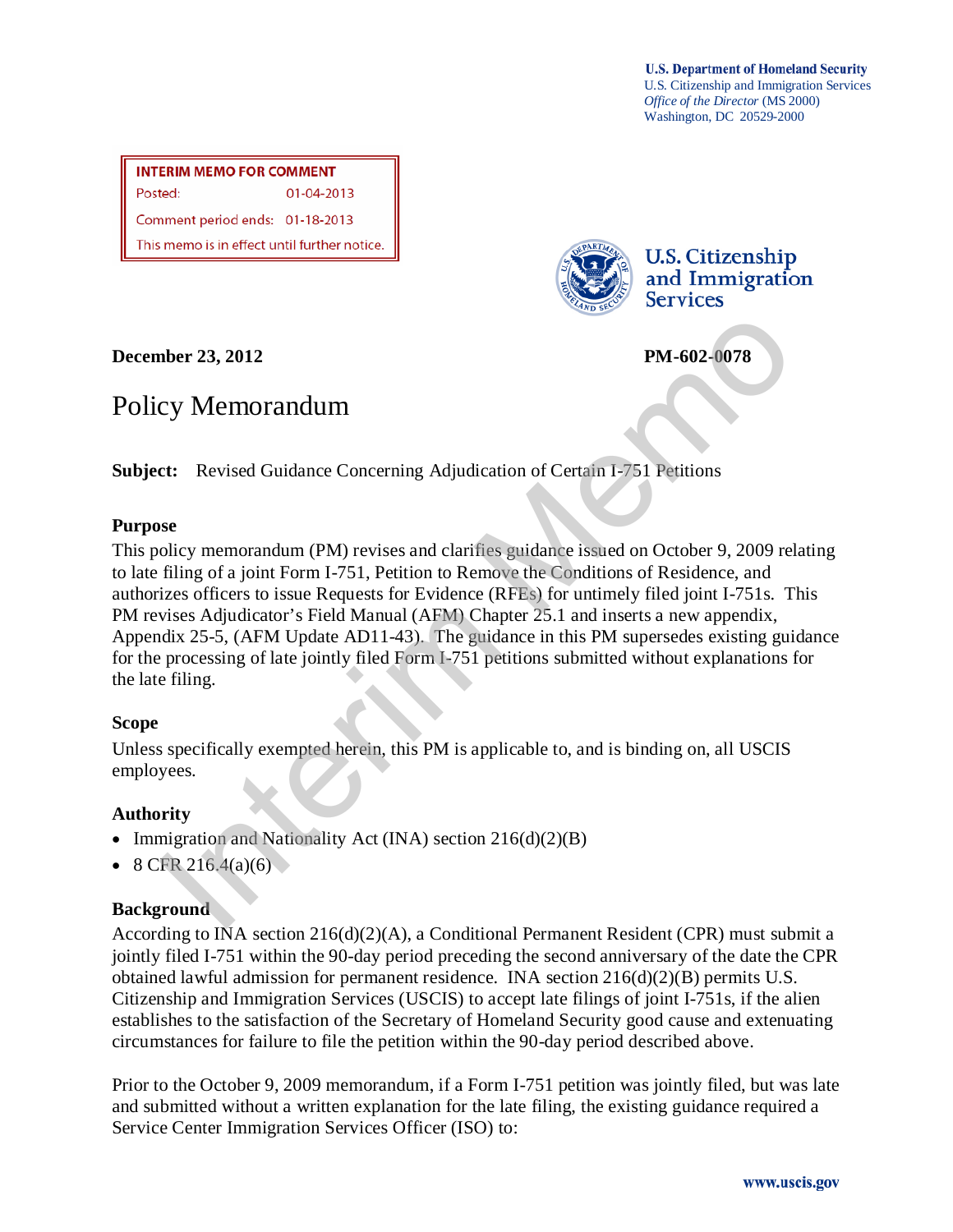**U.S. Department of Homeland Security**
U.S. Citizenship and Immigration Services
*Office of the Director* (MS 2000)
Washington, DC 20529-2000

**INTERIM MEMO FOR COMMENT**
Posted: 01-04-2013
Comment period ends: 01-18-2013
This memo is in effect until further notice.

U.S. Citizenship and Immigration Services

**December 23, 2012** **PM-602-0078**

# Policy Memorandum

**Subject:** Revised Guidance Concerning Adjudication of Certain I-751 Petitions

## Purpose

This policy memorandum (PM) revises and clarifies guidance issued on October 9, 2009 relating to late filing of a joint Form I-751, Petition to Remove the Conditions of Residence, and authorizes officers to issue Requests for Evidence (RFEs) for untimely filed joint I-751s. This PM revises Adjudicator's Field Manual (AFM) Chapter 25.1 and inserts a new appendix, Appendix 25-5, (AFM Update AD11-43). The guidance in this PM supersedes existing guidance for the processing of late jointly filed Form I-751 petitions submitted without explanations for the late filing.

## Scope

Unless specifically exempted herein, this PM is applicable to, and is binding on, all USCIS employees.

## Authority

- Immigration and Nationality Act (INA) section 216(d)(2)(B)
- 8 CFR 216.4(a)(6)

## Background

According to INA section 216(d)(2)(A), a Conditional Permanent Resident (CPR) must submit a jointly filed I-751 within the 90-day period preceding the second anniversary of the date the CPR obtained lawful admission for permanent residence. INA section 216(d)(2)(B) permits U.S. Citizenship and Immigration Services (USCIS) to accept late filings of joint I-751s, if the alien establishes to the satisfaction of the Secretary of Homeland Security good cause and extenuating circumstances for failure to file the petition within the 90-day period described above.

Prior to the October 9, 2009 memorandum, if a Form I-751 petition was jointly filed, but was late and submitted without a written explanation for the late filing, the existing guidance required a Service Center Immigration Services Officer (ISO) to: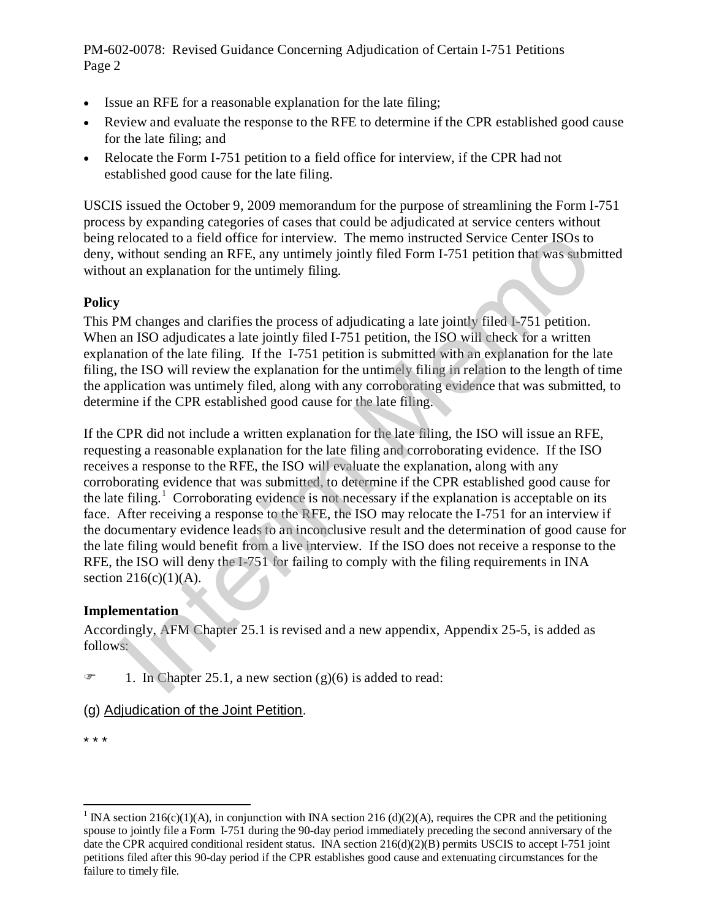- Issue an RFE for a reasonable explanation for the late filing;
- Review and evaluate the response to the RFE to determine if the CPR established good cause for the late filing; and
- Relocate the Form I-751 petition to a field office for interview, if the CPR had not established good cause for the late filing.

USCIS issued the October 9, 2009 memorandum for the purpose of streamlining the Form I-751 process by expanding categories of cases that could be adjudicated at service centers without being relocated to a field office for interview. The memo instructed Service Center ISOs to deny, without sending an RFE, any untimely jointly filed Form I-751 petition that was submitted without an explanation for the untimely filing.

**Policy**

This PM changes and clarifies the process of adjudicating a late jointly filed I-751 petition. When an ISO adjudicates a late jointly filed I-751 petition, the ISO will check for a written explanation of the late filing. If the I-751 petition is submitted with an explanation for the late filing, the ISO will review the explanation for the untimely filing in relation to the length of time the application was untimely filed, along with any corroborating evidence that was submitted, to determine if the CPR established good cause for the late filing.

If the CPR did not include a written explanation for the late filing, the ISO will issue an RFE, requesting a reasonable explanation for the late filing and corroborating evidence. If the ISO receives a response to the RFE, the ISO will evaluate the explanation, along with any corroborating evidence that was submitted, to determine if the CPR established good cause for the late filing.[1] Corroborating evidence is not necessary if the explanation is acceptable on its face. After receiving a response to the RFE, the ISO may relocate the I-751 for an interview if the documentary evidence leads to an inconclusive result and the determination of good cause for the late filing would benefit from a live interview. If the ISO does not receive a response to the RFE, the ISO will deny the I-751 for failing to comply with the filing requirements in INA section 216(c)(1)(A).

**Implementation**

Accordingly, AFM Chapter 25.1 is revised and a new appendix, Appendix 25-5, is added as follows:

☞ 1. In Chapter 25.1, a new section (g)(6) is added to read:

(g) Adjudication of the Joint Petition.

* * *

[1] INA section 216(c)(1)(A), in conjunction with INA section 216 (d)(2)(A), requires the CPR and the petitioning spouse to jointly file a Form I-751 during the 90-day period immediately preceding the second anniversary of the date the CPR acquired conditional resident status. INA section 216(d)(2)(B) permits USCIS to accept I-751 joint petitions filed after this 90-day period if the CPR establishes good cause and extenuating circumstances for the failure to timely file.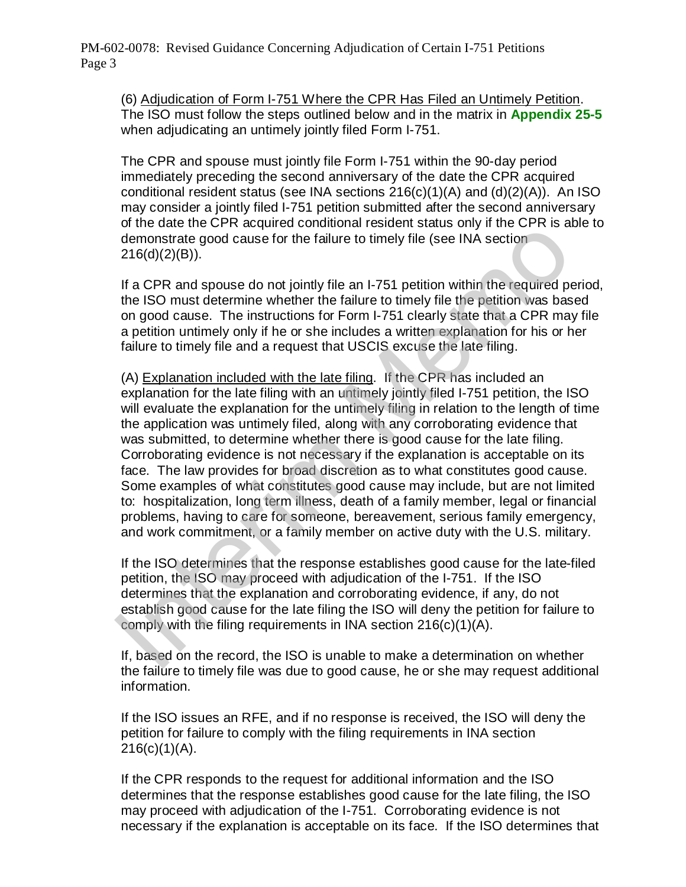(6) Adjudication of Form I-751 Where the CPR Has Filed an Untimely Petition. The ISO must follow the steps outlined below and in the matrix in **Appendix 25-5** when adjudicating an untimely jointly filed Form I-751.

The CPR and spouse must jointly file Form I-751 within the 90-day period immediately preceding the second anniversary of the date the CPR acquired conditional resident status (see INA sections 216(c)(1)(A) and (d)(2)(A)). An ISO may consider a jointly filed I-751 petition submitted after the second anniversary of the date the CPR acquired conditional resident status only if the CPR is able to demonstrate good cause for the failure to timely file (see INA section 216(d)(2)(B)).

If a CPR and spouse do not jointly file an I-751 petition within the required period, the ISO must determine whether the failure to timely file the petition was based on good cause. The instructions for Form I-751 clearly state that a CPR may file a petition untimely only if he or she includes a written explanation for his or her failure to timely file and a request that USCIS excuse the late filing.

(A) Explanation included with the late filing. If the CPR has included an explanation for the late filing with an untimely jointly filed I-751 petition, the ISO will evaluate the explanation for the untimely filing in relation to the length of time the application was untimely filed, along with any corroborating evidence that was submitted, to determine whether there is good cause for the late filing. Corroborating evidence is not necessary if the explanation is acceptable on its face. The law provides for broad discretion as to what constitutes good cause. Some examples of what constitutes good cause may include, but are not limited to: hospitalization, long term illness, death of a family member, legal or financial problems, having to care for someone, bereavement, serious family emergency, and work commitment, or a family member on active duty with the U.S. military.

If the ISO determines that the response establishes good cause for the late-filed petition, the ISO may proceed with adjudication of the I-751. If the ISO determines that the explanation and corroborating evidence, if any, do not establish good cause for the late filing the ISO will deny the petition for failure to comply with the filing requirements in INA section 216(c)(1)(A).

If, based on the record, the ISO is unable to make a determination on whether the failure to timely file was due to good cause, he or she may request additional information.

If the ISO issues an RFE, and if no response is received, the ISO will deny the petition for failure to comply with the filing requirements in INA section 216(c)(1)(A).

If the CPR responds to the request for additional information and the ISO determines that the response establishes good cause for the late filing, the ISO may proceed with adjudication of the I-751. Corroborating evidence is not necessary if the explanation is acceptable on its face. If the ISO determines that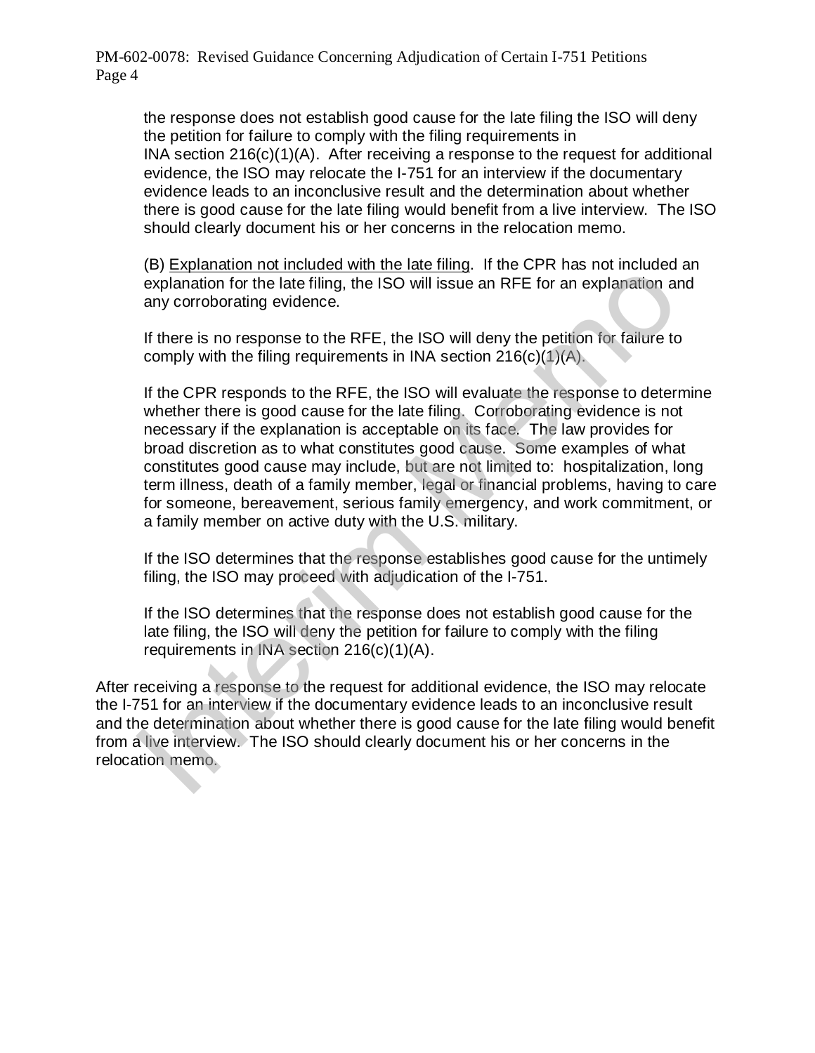the response does not establish good cause for the late filing the ISO will deny the petition for failure to comply with the filing requirements in INA section 216(c)(1)(A). After receiving a response to the request for additional evidence, the ISO may relocate the I-751 for an interview if the documentary evidence leads to an inconclusive result and the determination about whether there is good cause for the late filing would benefit from a live interview. The ISO should clearly document his or her concerns in the relocation memo.

(B) Explanation not included with the late filing. If the CPR has not included an explanation for the late filing, the ISO will issue an RFE for an explanation and any corroborating evidence.

If there is no response to the RFE, the ISO will deny the petition for failure to comply with the filing requirements in INA section 216(c)(1)(A).

If the CPR responds to the RFE, the ISO will evaluate the response to determine whether there is good cause for the late filing. Corroborating evidence is not necessary if the explanation is acceptable on its face. The law provides for broad discretion as to what constitutes good cause. Some examples of what constitutes good cause may include, but are not limited to: hospitalization, long term illness, death of a family member, legal or financial problems, having to care for someone, bereavement, serious family emergency, and work commitment, or a family member on active duty with the U.S. military.

If the ISO determines that the response establishes good cause for the untimely filing, the ISO may proceed with adjudication of the I-751.

If the ISO determines that the response does not establish good cause for the late filing, the ISO will deny the petition for failure to comply with the filing requirements in INA section 216(c)(1)(A).

After receiving a response to the request for additional evidence, the ISO may relocate the I-751 for an interview if the documentary evidence leads to an inconclusive result and the determination about whether there is good cause for the late filing would benefit from a live interview. The ISO should clearly document his or her concerns in the relocation memo.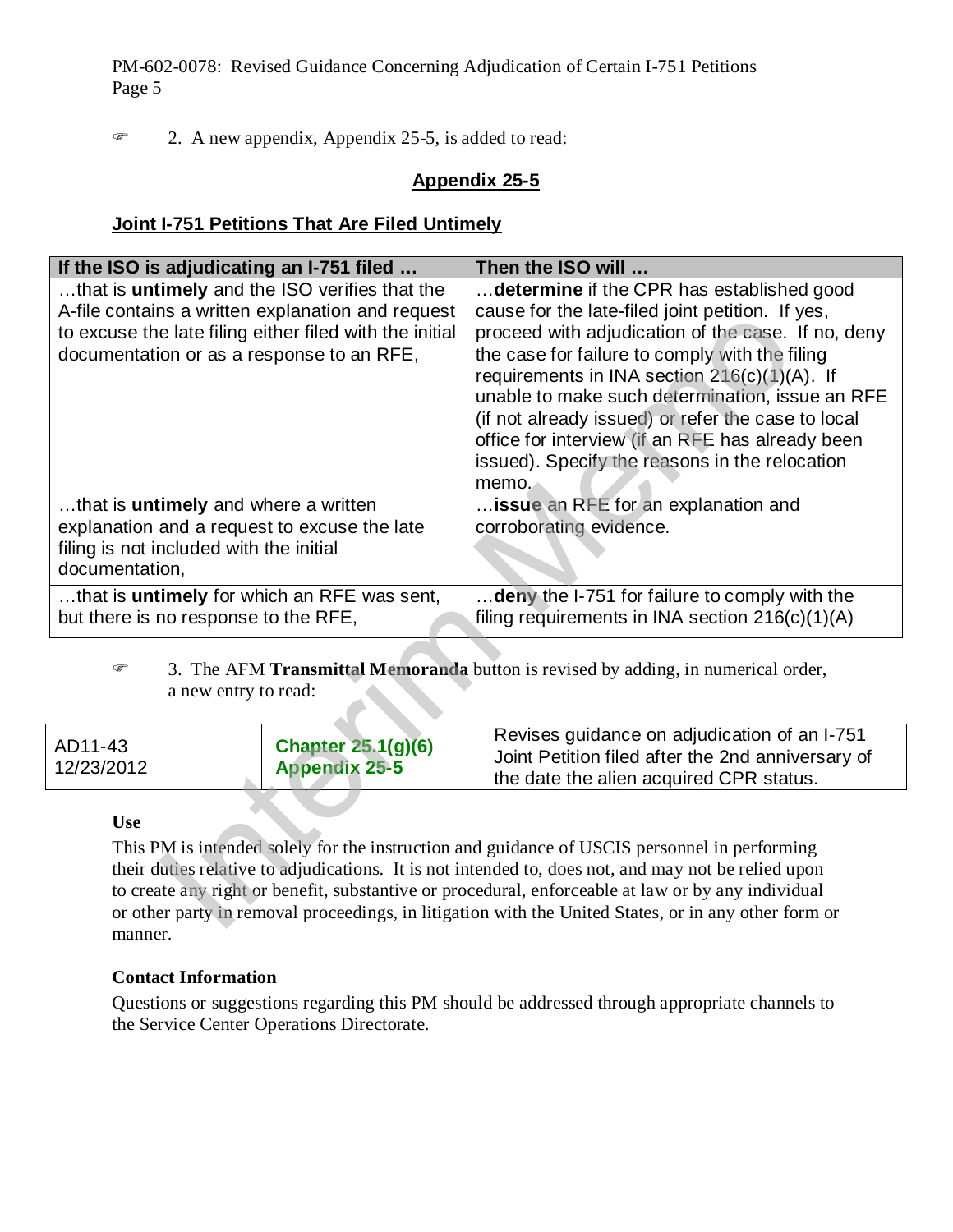☞ 2. A new appendix, Appendix 25-5, is added to read:

## Appendix 25-5

### Joint I-751 Petitions That Are Filed Untimely

| If the ISO is adjudicating an I-751 filed … | Then the ISO will … |
|---|---|
| …that is **untimely** and the ISO verifies that the A-file contains a written explanation and request to excuse the late filing either filed with the initial documentation or as a response to an RFE, | …**determine** if the CPR has established good cause for the late-filed joint petition. If yes, proceed with adjudication of the case. If no, deny the case for failure to comply with the filing requirements in INA section 216(c)(1)(A). If unable to make such determination, issue an RFE (if not already issued) or refer the case to local office for interview (if an RFE has already been issued). Specify the reasons in the relocation memo. |
| …that is **untimely** and where a written explanation and a request to excuse the late filing is not included with the initial documentation, | …**issue** an RFE for an explanation and corroborating evidence. |
| …that is **untimely** for which an RFE was sent, but there is no response to the RFE, | …**deny** the I-751 for failure to comply with the filing requirements in INA section 216(c)(1)(A) |

☞ 3. The AFM **Transmittal Memoranda** button is revised by adding, in numerical order, a new entry to read:

| | | |
|---|---|---|
| AD11-43<br>12/23/2012 | **Chapter 25.1(g)(6)**<br>**Appendix 25-5** | Revises guidance on adjudication of an I-751 Joint Petition filed after the 2nd anniversary of the date the alien acquired CPR status. |

**Use**

This PM is intended solely for the instruction and guidance of USCIS personnel in performing their duties relative to adjudications. It is not intended to, does not, and may not be relied upon to create any right or benefit, substantive or procedural, enforceable at law or by any individual or other party in removal proceedings, in litigation with the United States, or in any other form or manner.

**Contact Information**

Questions or suggestions regarding this PM should be addressed through appropriate channels to the Service Center Operations Directorate.